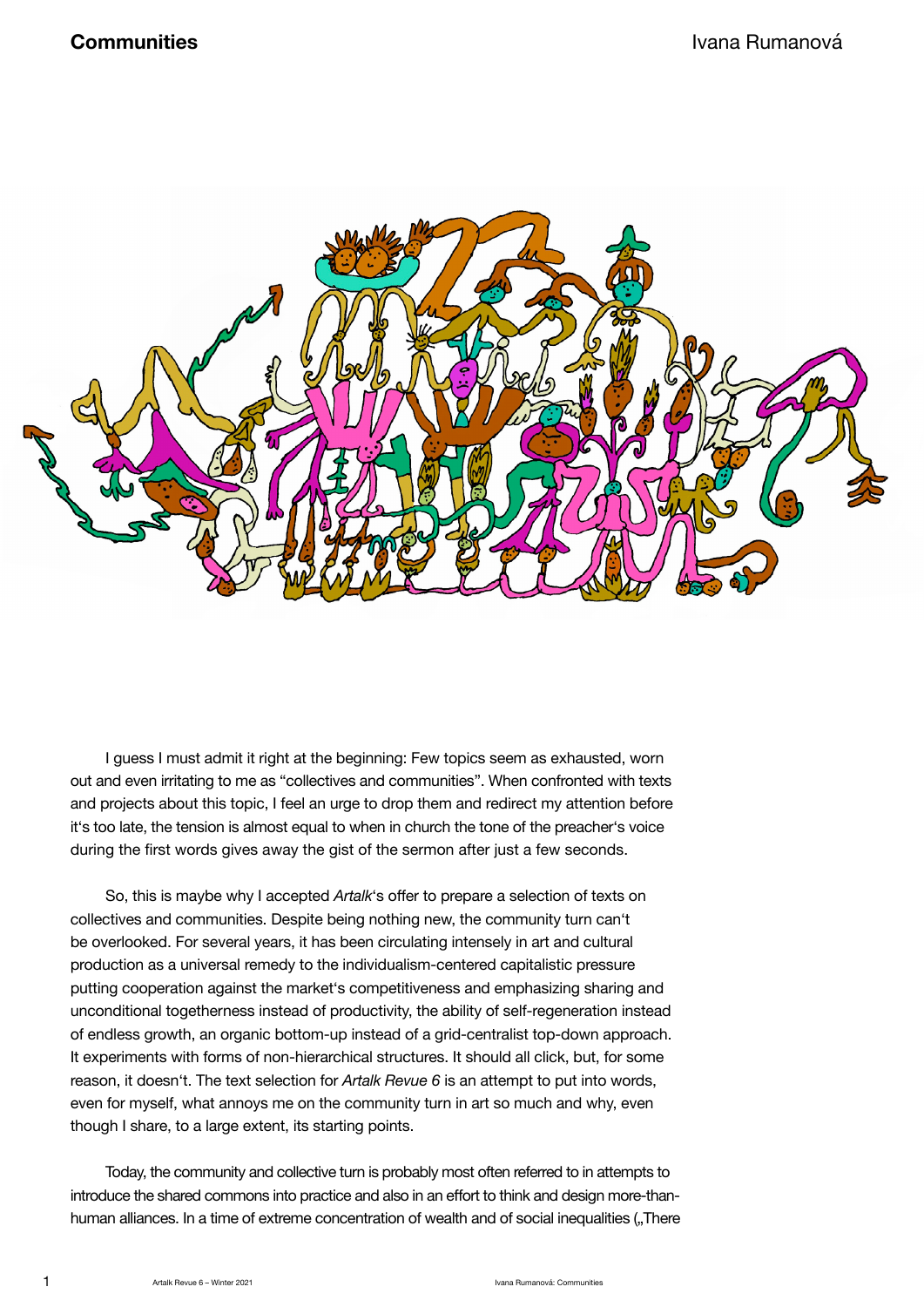# Communities

Ivana Rumanová

I guess I must admit it right at the beginning: Few topics seem as exhausted, worn out and even irritating to me as "collectives and communities". When confronted with texts and projects about this topic, I feel an urge to drop them and redirect my attention before it's too late, the tension is almost equal to when in church the tone of the preacher's voice during the first words gives away the gist of the sermon after just a few seconds.

So, this is maybe why I accepted *Artalk*'s offer to prepare a selection of texts on collectives and communities. Despite being nothing new, the community turn can't be overlooked. For several years, it has been circulating intensely in art and cultural production as a universal remedy to the individualism-centered capitalistic pressure putting cooperation against the market's competitiveness and emphasizing sharing and unconditional togetherness instead of productivity, the ability of self-regeneration instead of endless growth, an organic bottom-up instead of a grid-centralist top-down approach. It experiments with forms of non-hierarchical structures. It should all click, but, for some reason, it doesn't. The text selection for *Artalk Revue 6* is an attempt to put into words, even for myself, what annoys me on the community turn in art so much and why, even though I share, to a large extent, its starting points.

Today, the community and collective turn is probably most often referred to in attempts to introduce the shared commons into practice and also in an effort to think and design more-than-human alliances. In a time of extreme concentration of wealth and of social inequalities („There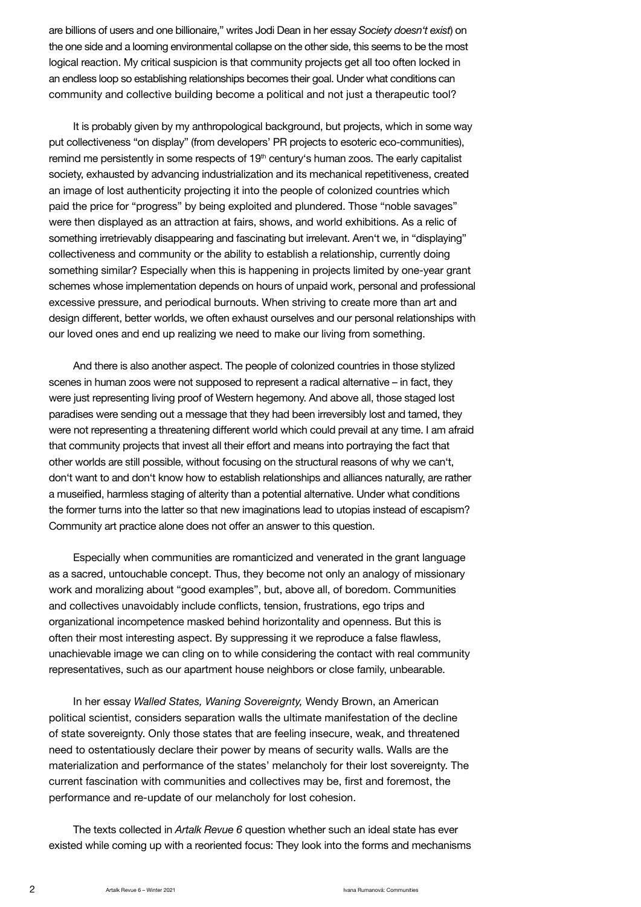are billions of users and one billionaire," writes Jodi Dean in her essay *Society doesn't exist*) on the one side and a looming environmental collapse on the other side, this seems to be the most logical reaction. My critical suspicion is that community projects get all too often locked in an endless loop so establishing relationships becomes their goal. Under what conditions can community and collective building become a political and not just a therapeutic tool?

It is probably given by my anthropological background, but projects, which in some way put collectiveness "on display" (from developers' PR projects to esoteric eco-communities), remind me persistently in some respects of 19th century's human zoos. The early capitalist society, exhausted by advancing industrialization and its mechanical repetitiveness, created an image of lost authenticity projecting it into the people of colonized countries which paid the price for "progress" by being exploited and plundered. Those "noble savages" were then displayed as an attraction at fairs, shows, and world exhibitions. As a relic of something irretrievably disappearing and fascinating but irrelevant. Aren't we, in "displaying" collectiveness and community or the ability to establish a relationship, currently doing something similar? Especially when this is happening in projects limited by one-year grant schemes whose implementation depends on hours of unpaid work, personal and professional excessive pressure, and periodical burnouts. When striving to create more than art and design different, better worlds, we often exhaust ourselves and our personal relationships with our loved ones and end up realizing we need to make our living from something.

And there is also another aspect. The people of colonized countries in those stylized scenes in human zoos were not supposed to represent a radical alternative – in fact, they were just representing living proof of Western hegemony. And above all, those staged lost paradises were sending out a message that they had been irreversibly lost and tamed, they were not representing a threatening different world which could prevail at any time. I am afraid that community projects that invest all their effort and means into portraying the fact that other worlds are still possible, without focusing on the structural reasons of why we can't, don't want to and don't know how to establish relationships and alliances naturally, are rather a museified, harmless staging of alterity than a potential alternative. Under what conditions the former turns into the latter so that new imaginations lead to utopias instead of escapism? Community art practice alone does not offer an answer to this question.

Especially when communities are romanticized and venerated in the grant language as a sacred, untouchable concept. Thus, they become not only an analogy of missionary work and moralizing about "good examples", but, above all, of boredom. Communities and collectives unavoidably include conflicts, tension, frustrations, ego trips and organizational incompetence masked behind horizontality and openness. But this is often their most interesting aspect. By suppressing it we reproduce a false flawless, unachievable image we can cling on to while considering the contact with real community representatives, such as our apartment house neighbors or close family, unbearable.

In her essay *Walled States, Waning Sovereignty,* Wendy Brown, an American political scientist, considers separation walls the ultimate manifestation of the decline of state sovereignty. Only those states that are feeling insecure, weak, and threatened need to ostentatiously declare their power by means of security walls. Walls are the materialization and performance of the states' melancholy for their lost sovereignty. The current fascination with communities and collectives may be, first and foremost, the performance and re-update of our melancholy for lost cohesion.

The texts collected in *Artalk Revue 6* question whether such an ideal state has ever existed while coming up with a reoriented focus: They look into the forms and mechanisms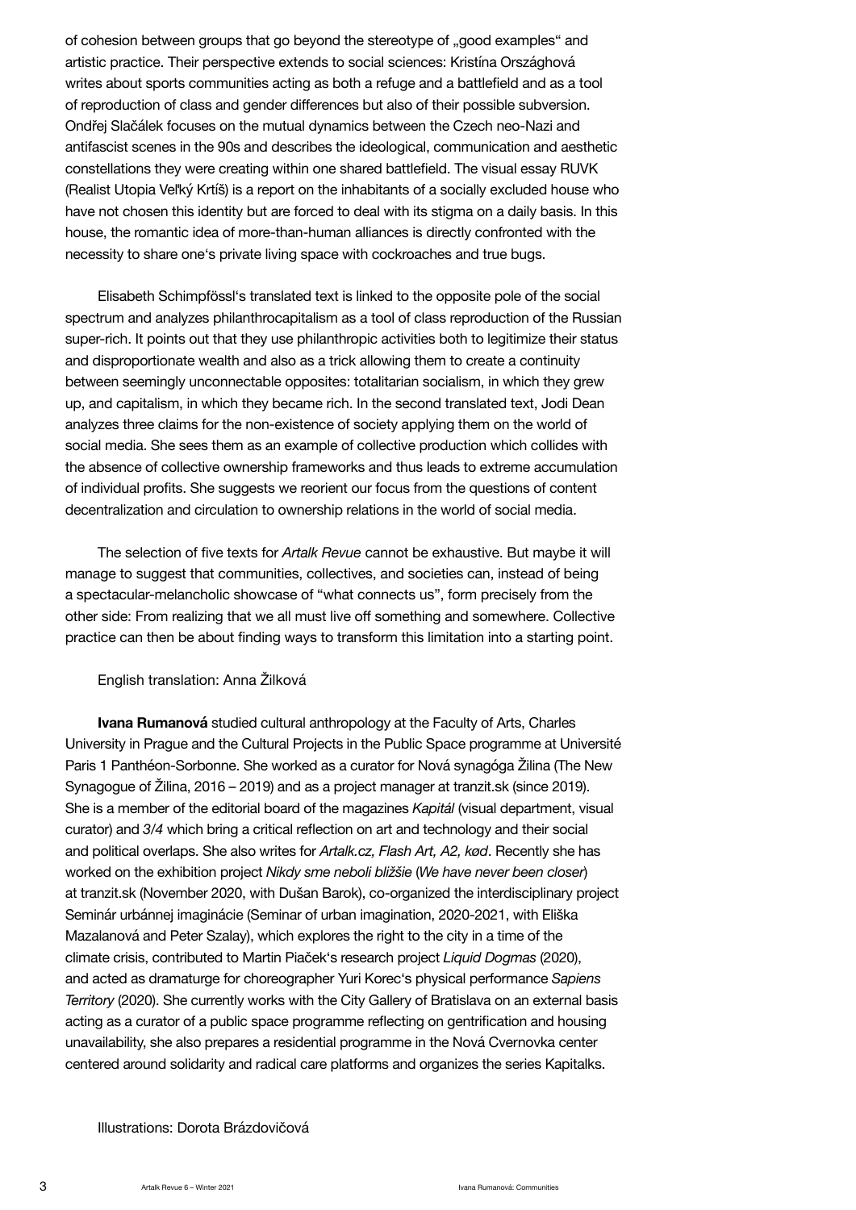of cohesion between groups that go beyond the stereotype of „good examples" and artistic practice. Their perspective extends to social sciences: Kristína Országhová writes about sports communities acting as both a refuge and a battlefield and as a tool of reproduction of class and gender differences but also of their possible subversion. Ondřej Slačálek focuses on the mutual dynamics between the Czech neo-Nazi and antifascist scenes in the 90s and describes the ideological, communication and aesthetic constellations they were creating within one shared battlefield. The visual essay RUVK (Realist Utopia Veľký Krtíš) is a report on the inhabitants of a socially excluded house who have not chosen this identity but are forced to deal with its stigma on a daily basis. In this house, the romantic idea of more-than-human alliances is directly confronted with the necessity to share one's private living space with cockroaches and true bugs.

Elisabeth Schimpfössl's translated text is linked to the opposite pole of the social spectrum and analyzes philanthrocapitalism as a tool of class reproduction of the Russian super-rich. It points out that they use philanthropic activities both to legitimize their status and disproportionate wealth and also as a trick allowing them to create a continuity between seemingly unconnectable opposites: totalitarian socialism, in which they grew up, and capitalism, in which they became rich. In the second translated text, Jodi Dean analyzes three claims for the non-existence of society applying them on the world of social media. She sees them as an example of collective production which collides with the absence of collective ownership frameworks and thus leads to extreme accumulation of individual profits. She suggests we reorient our focus from the questions of content decentralization and circulation to ownership relations in the world of social media.

The selection of five texts for *Artalk Revue* cannot be exhaustive. But maybe it will manage to suggest that communities, collectives, and societies can, instead of being a spectacular-melancholic showcase of "what connects us", form precisely from the other side: From realizing that we all must live off something and somewhere. Collective practice can then be about finding ways to transform this limitation into a starting point.

English translation: Anna Žilková

**Ivana Rumanová** studied cultural anthropology at the Faculty of Arts, Charles University in Prague and the Cultural Projects in the Public Space programme at Université Paris 1 Panthéon-Sorbonne. She worked as a curator for Nová synagóga Žilina (The New Synagogue of Žilina, 2016 – 2019) and as a project manager at tranzit.sk (since 2019). She is a member of the editorial board of the magazines *Kapitál* (visual department, visual curator) and *3/4* which bring a critical reflection on art and technology and their social and political overlaps. She also writes for *Artalk.cz, Flash Art, A2, kød*. Recently she has worked on the exhibition project *Nikdy sme neboli bližšie* (*We have never been closer*) at tranzit.sk (November 2020, with Dušan Barok), co-organized the interdisciplinary project Seminár urbánnej imaginácie (Seminar of urban imagination, 2020-2021, with Eliška Mazalanová and Peter Szalay), which explores the right to the city in a time of the climate crisis, contributed to Martin Piaček's research project *Liquid Dogmas* (2020), and acted as dramaturge for choreographer Yuri Korec's physical performance *Sapiens Territory* (2020). She currently works with the City Gallery of Bratislava on an external basis acting as a curator of a public space programme reflecting on gentrification and housing unavailability, she also prepares a residential programme in the Nová Cvernovka center centered around solidarity and radical care platforms and organizes the series Kapitalks.

Illustrations: Dorota Brázdovičová